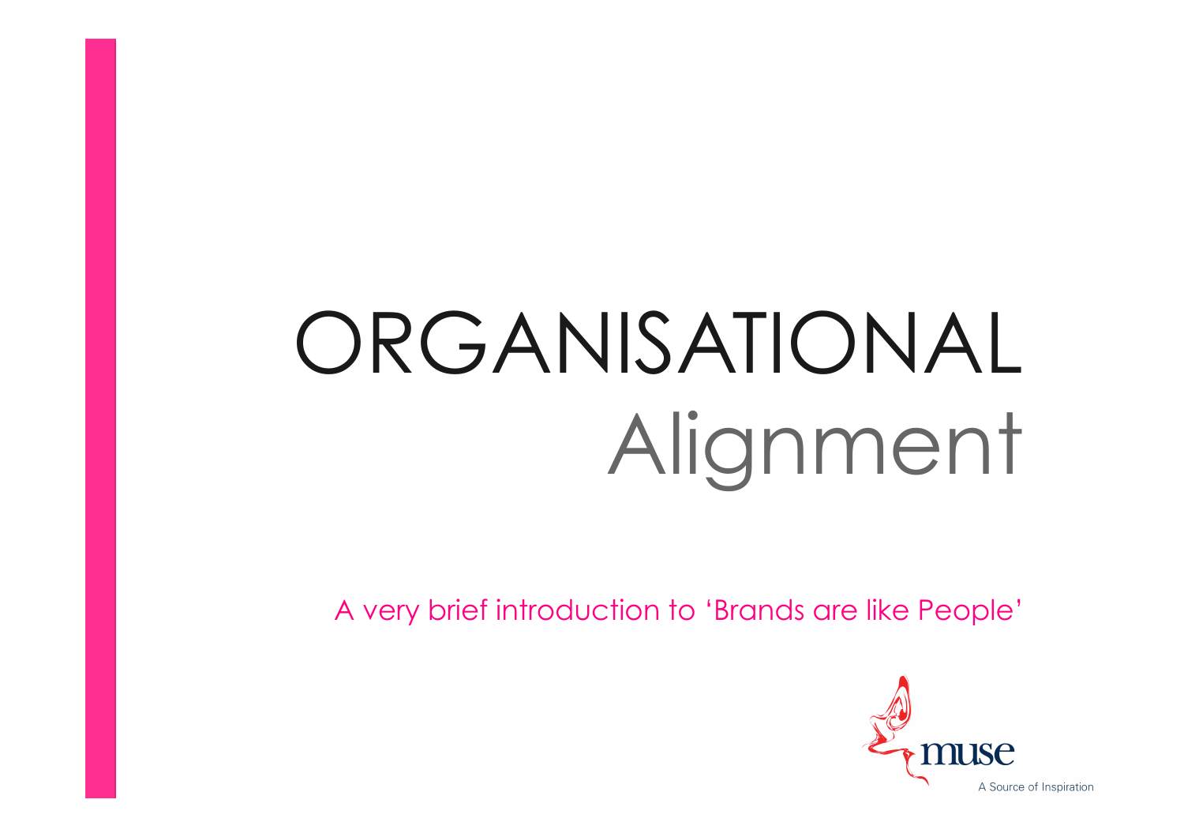# ORGANISATIONAL Alignment

A very brief introduction to 'Brands are like People'

muse

A Source of Inspiration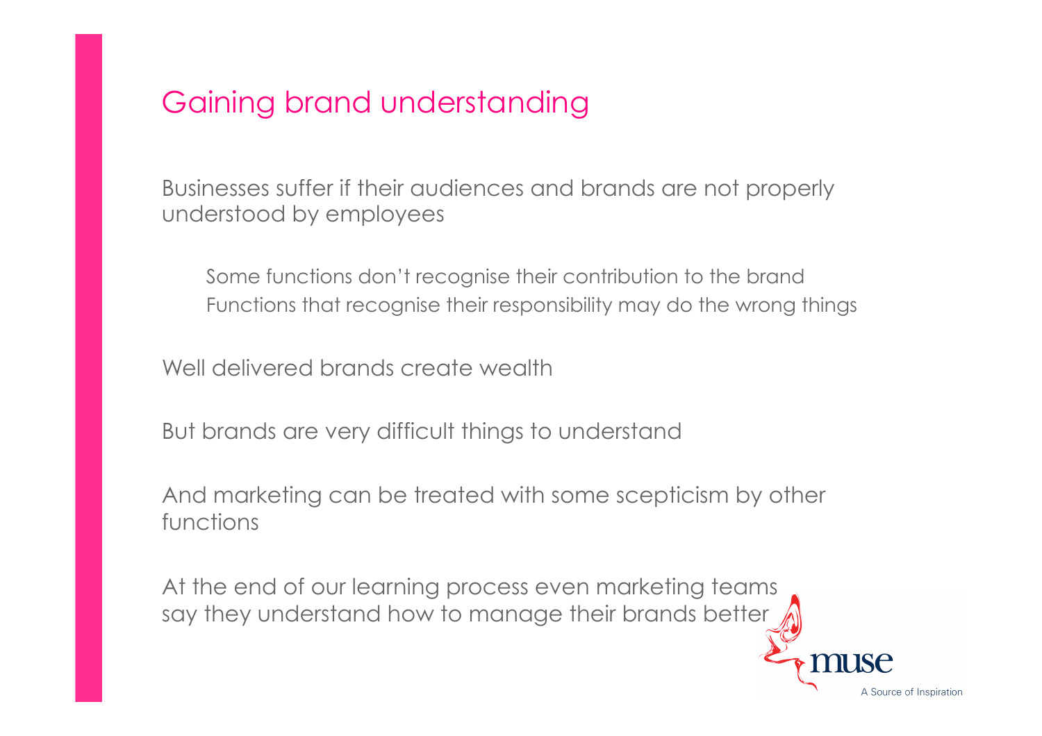## Gaining brand understanding

Businesses suffer if their audiences and brands are not properly understood by employees

- Some functions don't recognise their contribution to the brand
- Functions that recognise their responsibility may do the wrong things

Well delivered brands create wealth

But brands are very difficult things to understand

And marketing can be treated with some scepticism by other functions

At the end of our learning process even marketing teams say they understand how to manage their brands better

muse
A Source of Inspiration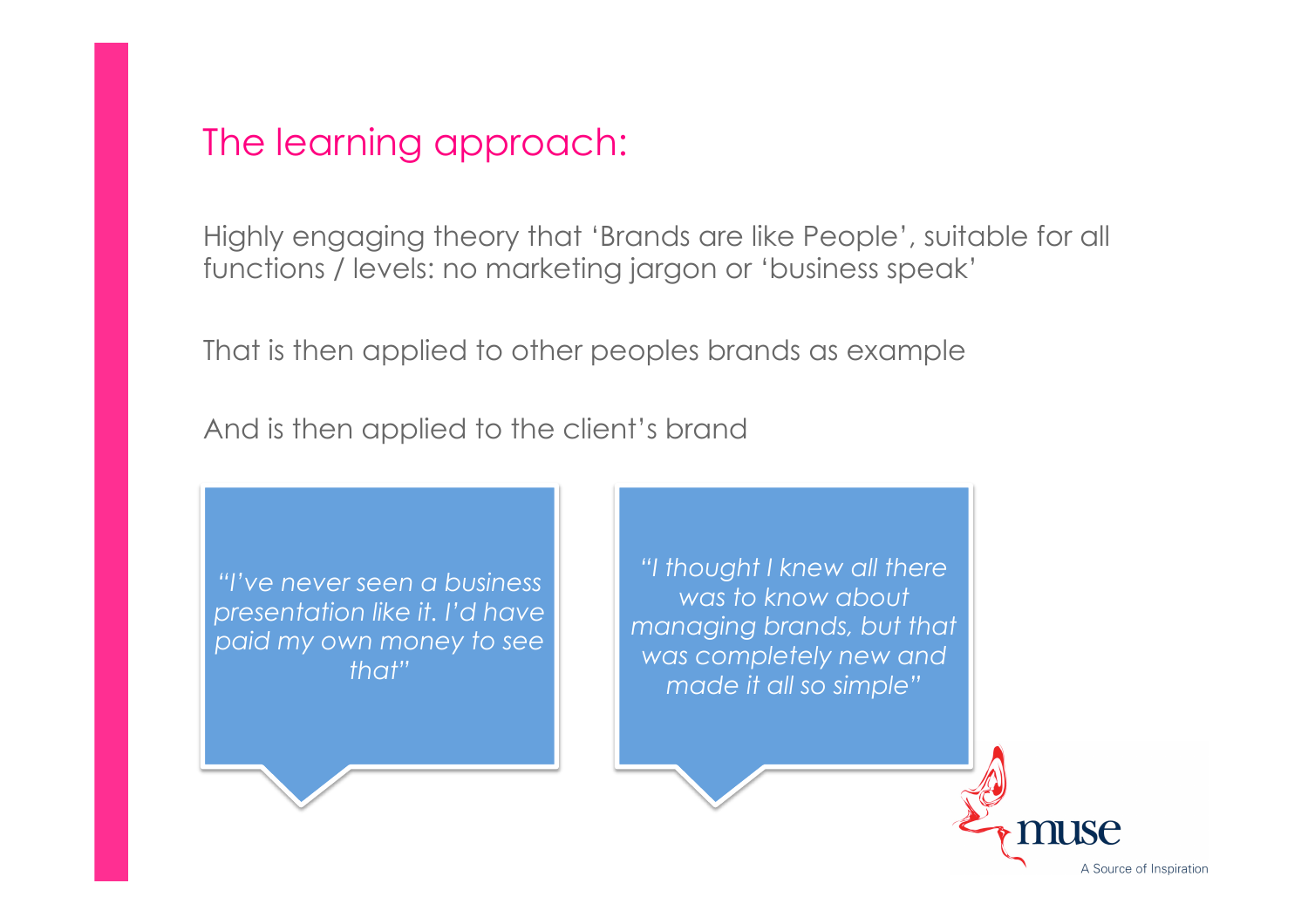## The learning approach:

Highly engaging theory that 'Brands are like People', suitable for all functions / levels: no marketing jargon or 'business speak'

That is then applied to other peoples brands as example

And is then applied to the client's brand

*"I've never seen a business presentation like it. I'd have paid my own money to see that"*

*"I thought I knew all there was to know about managing brands, but that was completely new and made it all so simple"*

muse

A Source of Inspiration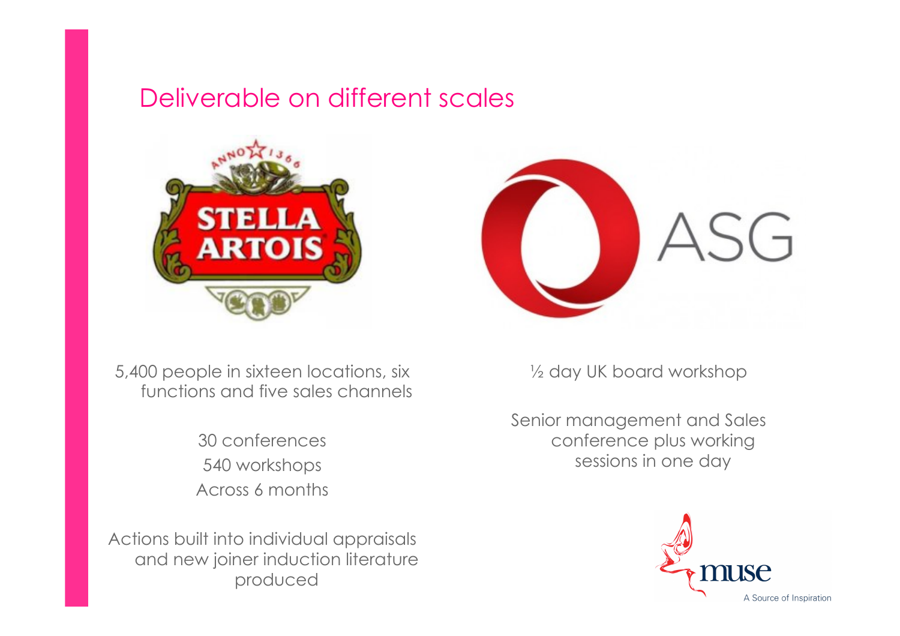## Deliverable on different scales

**STELLA ARTOIS**

5,400 people in sixteen locations, six functions and five sales channels

30 conferences
540 workshops
Across 6 months

Actions built into individual appraisals and new joiner induction literature produced

**ASG**

½ day UK board workshop

Senior management and Sales conference plus working sessions in one day

muse
A Source of Inspiration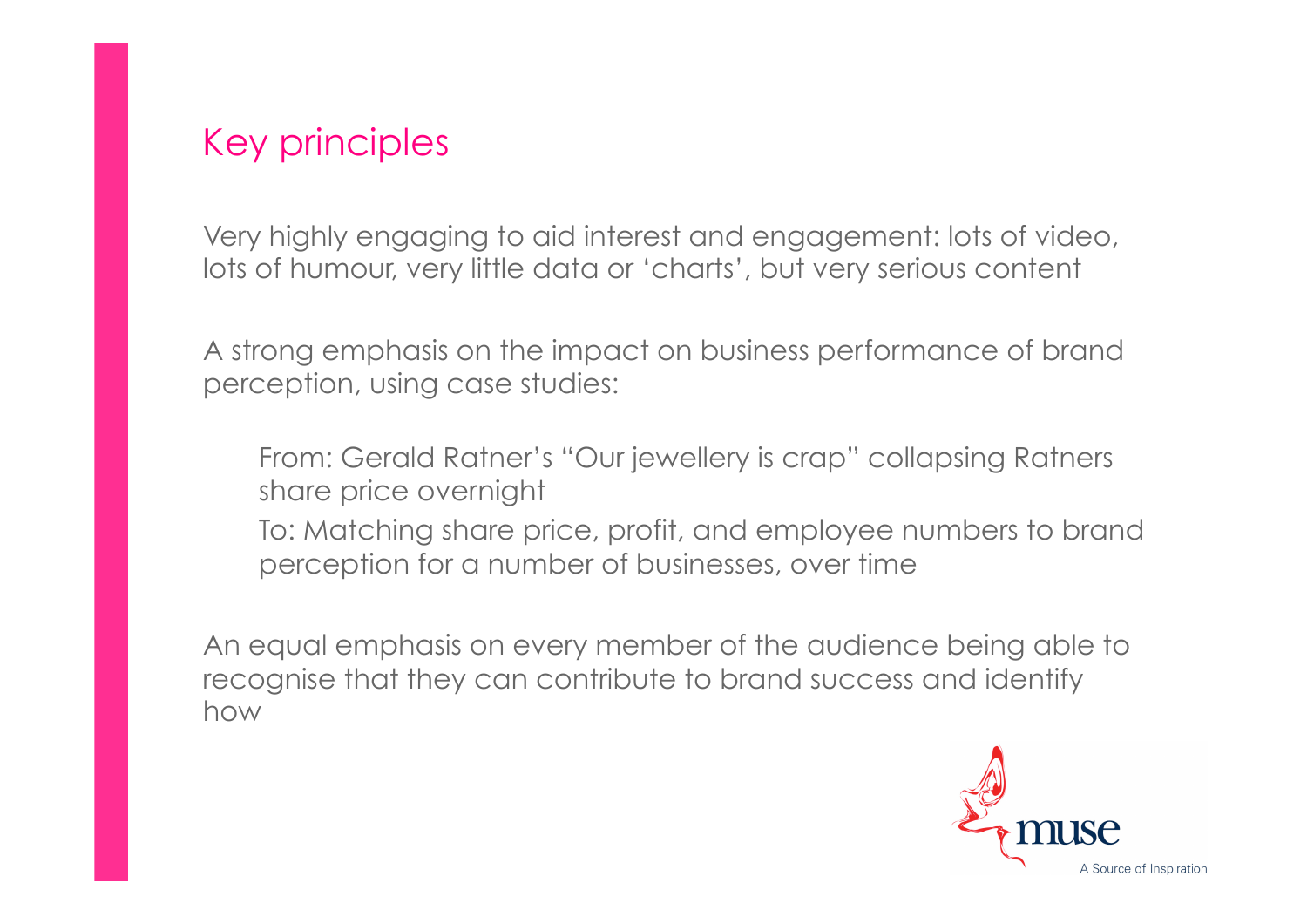## Key principles

Very highly engaging to aid interest and engagement: lots of video, lots of humour, very little data or 'charts', but very serious content

A strong emphasis on the impact on business performance of brand perception, using case studies:

> From: Gerald Ratner's "Our jewellery is crap" collapsing Ratners share price overnight
>
> To: Matching share price, profit, and employee numbers to brand perception for a number of businesses, over time

An equal emphasis on every member of the audience being able to recognise that they can contribute to brand success and identify how

muse
A Source of Inspiration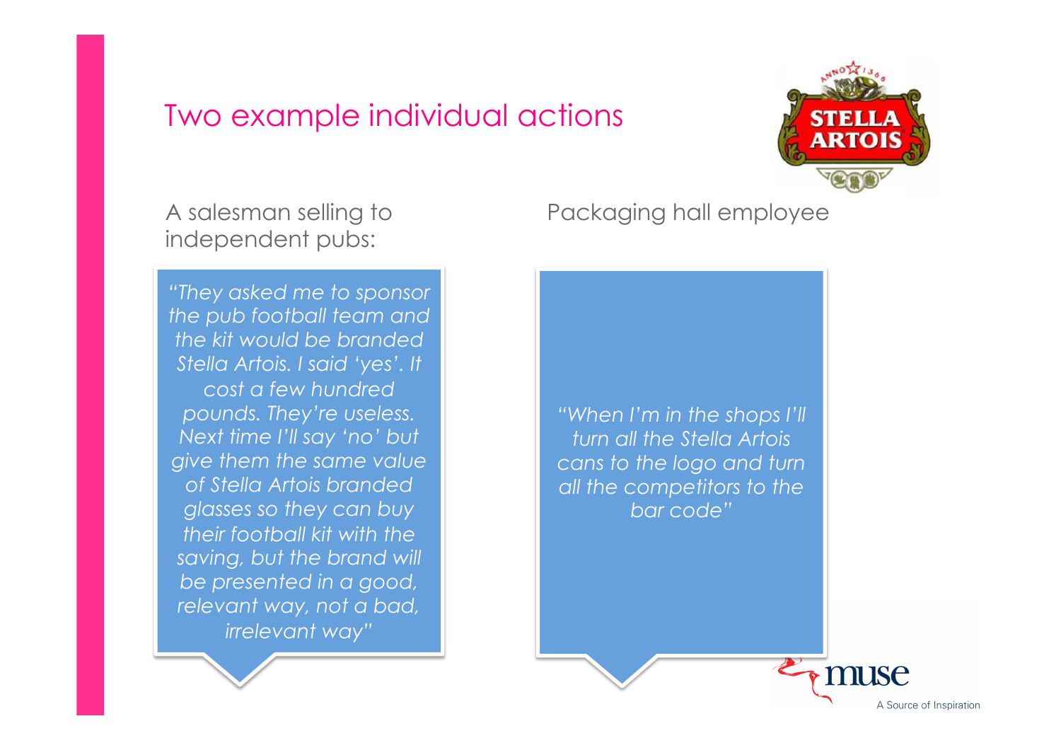# Two example individual actions

## A salesman selling to independent pubs:

*"They asked me to sponsor the pub football team and the kit would be branded Stella Artois. I said 'yes'. It cost a few hundred pounds. They're useless. Next time I'll say 'no' but give them the same value of Stella Artois branded glasses so they can buy their football kit with the saving, but the brand will be presented in a good, relevant way, not a bad, irrelevant way"*

## Packaging hall employee

*"When I'm in the shops I'll turn all the Stella Artois cans to the logo and turn all the competitors to the bar code"*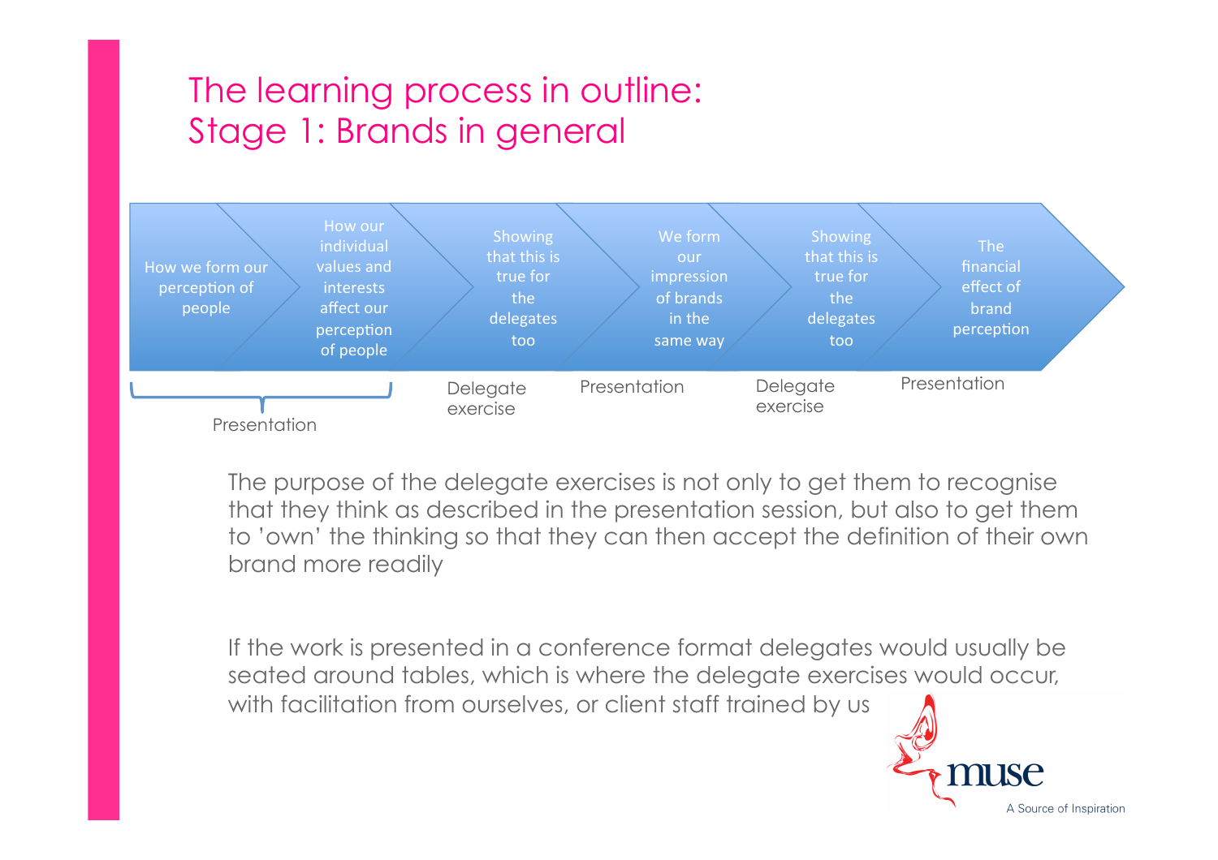# The learning process in outline:
## Stage 1: Brands in general

| How we form our perception of people | How our individual values and interests affect our perception of people | Showing that this is true for the delegates too | We form our impression of brands in the same way | Showing that this is true for the delegates too | The financial effect of brand perception |
| --- | --- | --- | --- | --- | --- |
| Presentation | | Delegate exercise | Presentation | Delegate exercise | Presentation |

The purpose of the delegate exercises is not only to get them to recognise that they think as described in the presentation session, but also to get them to 'own' the thinking so that they can then accept the definition of their own brand more readily

If the work is presented in a conference format delegates would usually be seated around tables, which is where the delegate exercises would occur, with facilitation from ourselves, or client staff trained by us

muse
A Source of Inspiration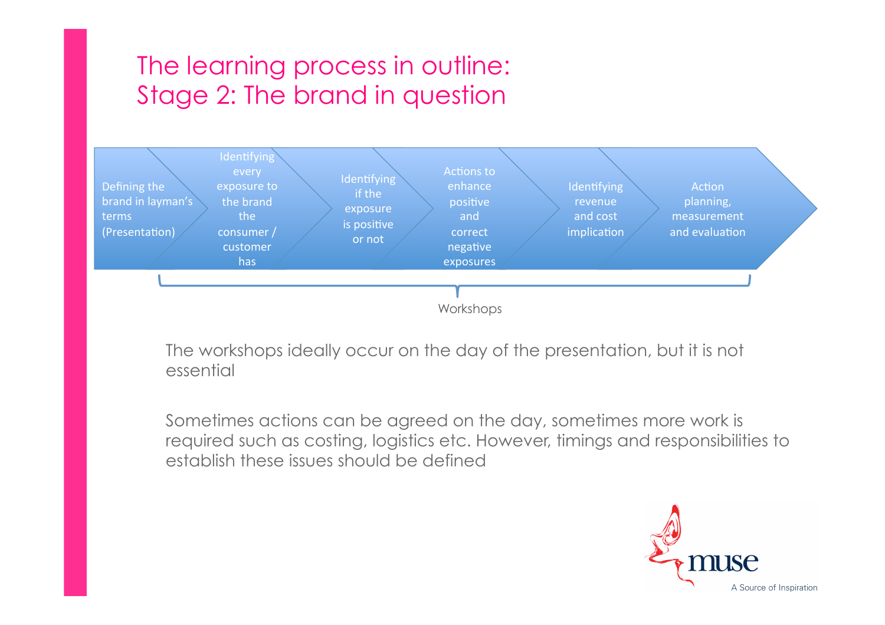# The learning process in outline: Stage 2: The brand in question

1. Defining the brand in layman's terms (Presentation)
2. Identifying every exposure to the brand the consumer / customer has
3. Identifying if the exposure is positive or not
4. Actions to enhance positive and correct negative exposures
5. Identifying revenue and cost implication
6. Action planning, measurement and evaluation

Workshops (steps 2–6)

The workshops ideally occur on the day of the presentation, but it is not essential

Sometimes actions can be agreed on the day, sometimes more work is required such as costing, logistics etc. However, timings and responsibilities to establish these issues should be defined

muse

A Source of Inspiration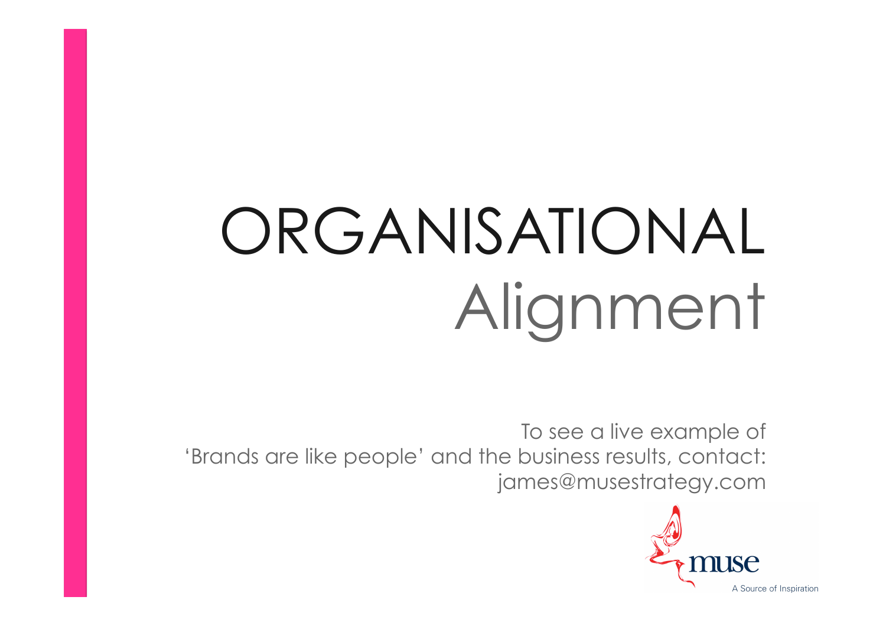# ORGANISATIONAL Alignment

To see a live example of
'Brands are like people' and the business results, contact:
james@musestrategy.com

muse

A Source of Inspiration